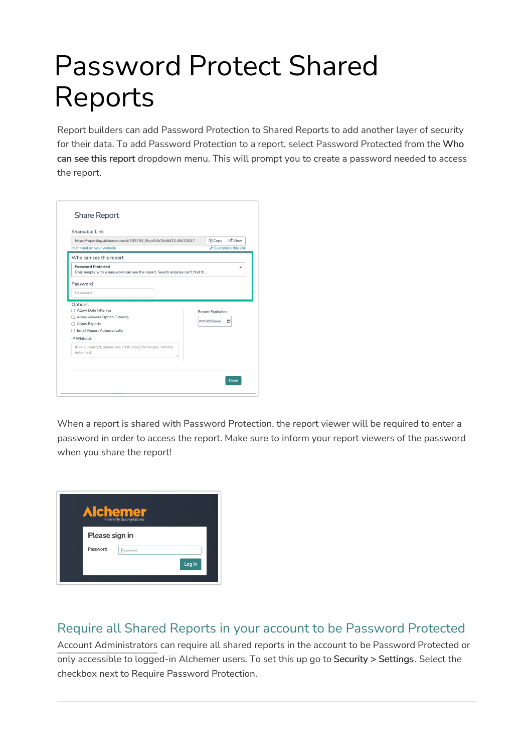# Password Protect Shared Reports

Report builders can add Password Protection to Shared Reports to add another layer of security for their data. To add Password Protection to a report, select Password Protected from the **Who can see this report** dropdown menu. This will prompt you to create a password needed to access the report.

When a report is shared with Password Protection, the report viewer will be required to enter a password in order to access the report. Make sure to inform your report viewers of the password when you share the report!

## Require all Shared Reports in your account to be Password Protected

Account Administrators can require all shared reports in the account to be Password Protected or only accessible to logged-in Alchemer users. To set this up go to **Security** > **Settings**. Select the checkbox next to Require Password Protection.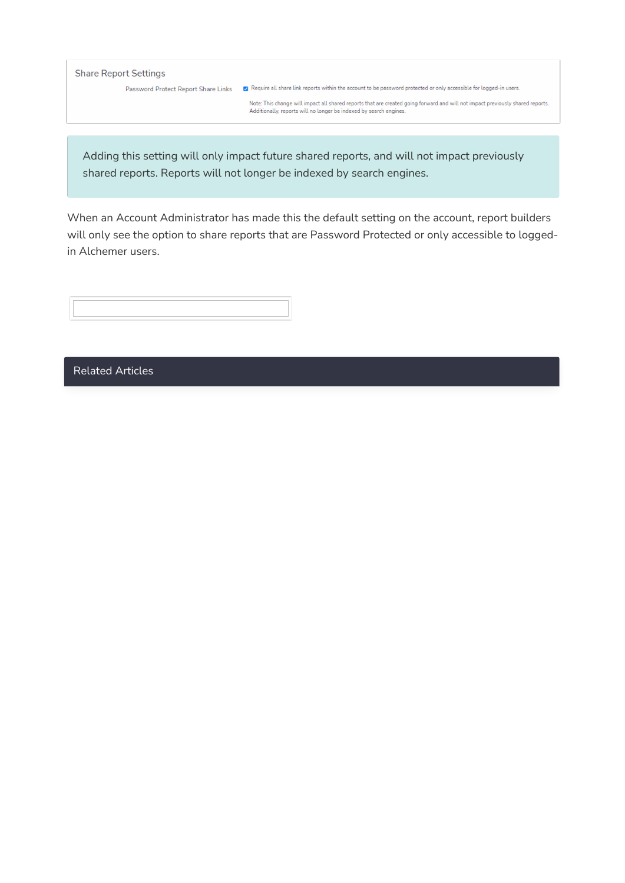Share Report Settings

Password Protect Report Share Links

- [x] Require all share link reports within the account to be password protected or only accessible for logged-in users.

Note: This change will impact all shared reports that are created going forward and will not impact previously shared reports. Additionally, reports will no longer be indexed by search engines.

> Adding this setting will only impact future shared reports, and will not impact previously shared reports. Reports will not longer be indexed by search engines.

When an Account Administrator has made this the default setting on the account, report builders will only see the option to share reports that are Password Protected or only accessible to logged-in Alchemer users.

## Related Articles